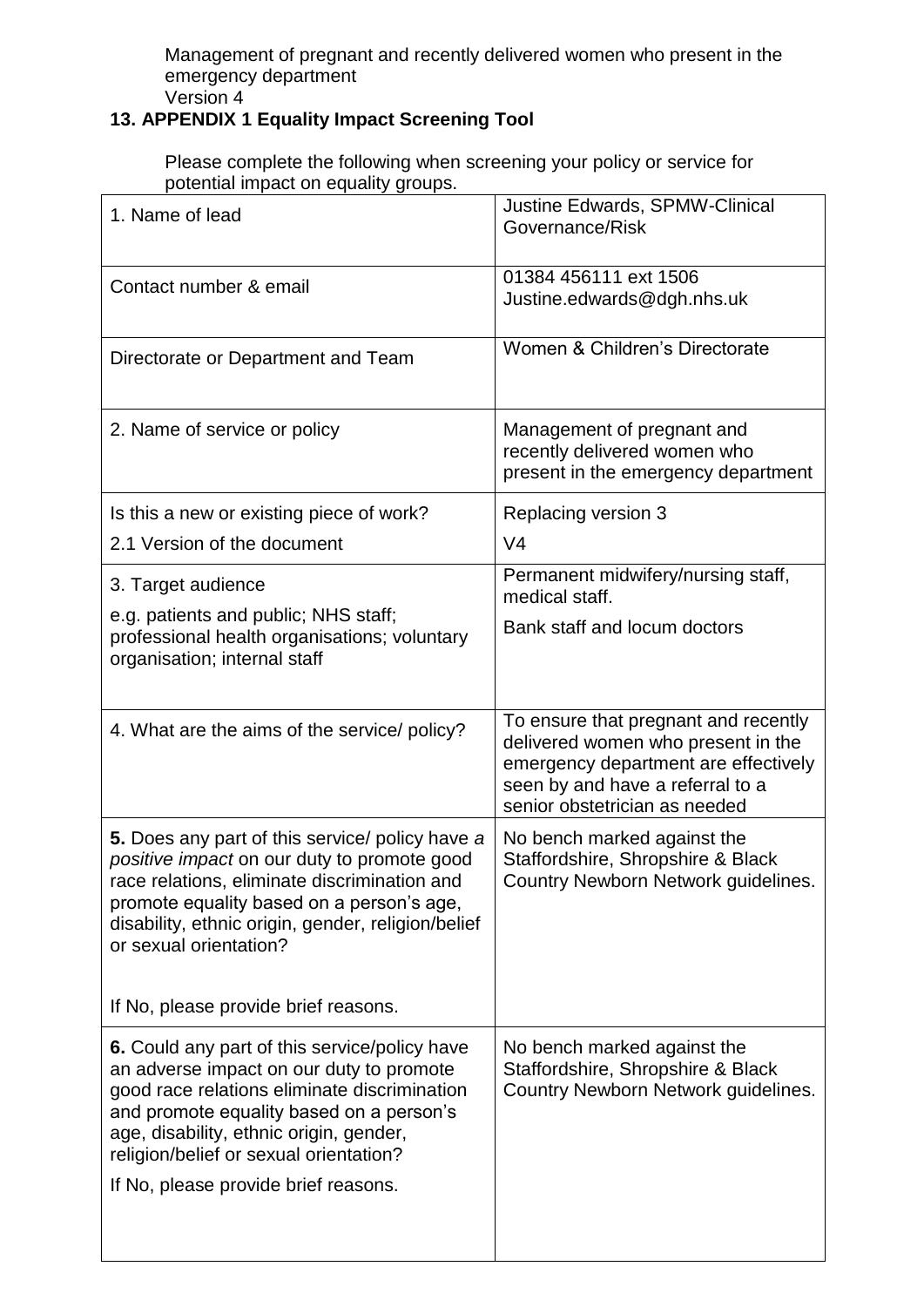## 13. APPENDIX 1 Equality Impact Screening Tool

Please complete the following when screening your policy or service for potential impact on equality groups.

| | |
|---|---|
| 1. Name of lead | Justine Edwards, SPMW-Clinical Governance/Risk |
| Contact number & email | 01384 456111 ext 1506 Justine.edwards@dgh.nhs.uk |
| Directorate or Department and Team | Women & Children's Directorate |
| 2. Name of service or policy | Management of pregnant and recently delivered women who present in the emergency department |
| Is this a new or existing piece of work?<br>2.1 Version of the document | Replacing version 3<br>V4 |
| 3. Target audience<br>e.g. patients and public; NHS staff; professional health organisations; voluntary organisation; internal staff | Permanent midwifery/nursing staff, medical staff.<br>Bank staff and locum doctors |
| 4. What are the aims of the service/ policy? | To ensure that pregnant and recently delivered women who present in the emergency department are effectively seen by and have a referral to a senior obstetrician as needed |
| **5.** Does any part of this service/ policy have *a positive impact* on our duty to promote good race relations, eliminate discrimination and promote equality based on a person's age, disability, ethnic origin, gender, religion/belief or sexual orientation?<br><br>If No, please provide brief reasons. | No bench marked against the Staffordshire, Shropshire & Black Country Newborn Network guidelines. |
| **6.** Could any part of this service/policy have an adverse impact on our duty to promote good race relations eliminate discrimination and promote equality based on a person's age, disability, ethnic origin, gender, religion/belief or sexual orientation?<br>If No, please provide brief reasons. | No bench marked against the Staffordshire, Shropshire & Black Country Newborn Network guidelines. |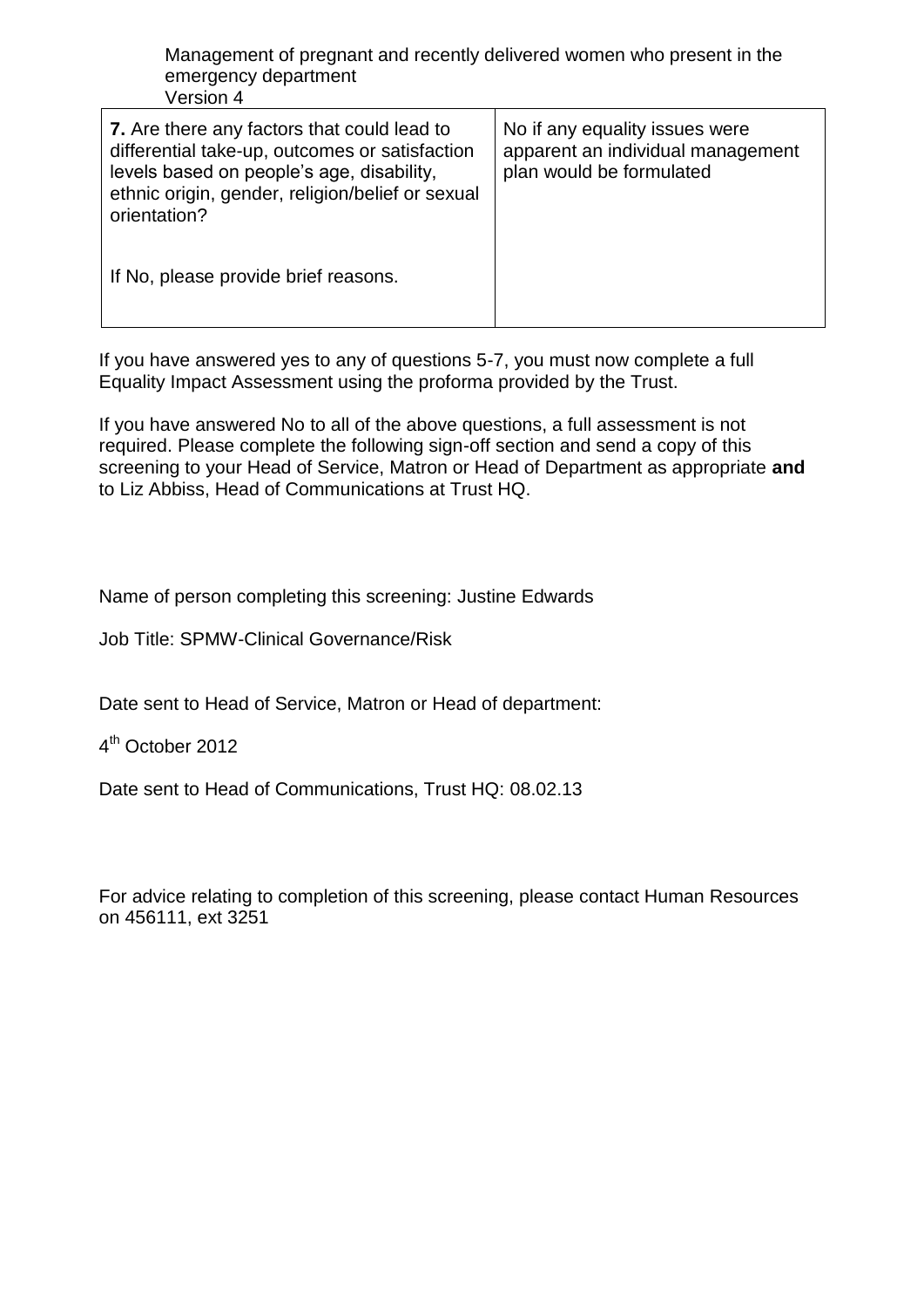| | |
|---|---|
| **7.** Are there any factors that could lead to differential take-up, outcomes or satisfaction levels based on people's age, disability, ethnic origin, gender, religion/belief or sexual orientation?<br><br>If No, please provide brief reasons. | No if any equality issues were apparent an individual management plan would be formulated |

If you have answered yes to any of questions 5-7, you must now complete a full Equality Impact Assessment using the proforma provided by the Trust.

If you have answered No to all of the above questions, a full assessment is not required. Please complete the following sign-off section and send a copy of this screening to your Head of Service, Matron or Head of Department as appropriate **and** to Liz Abbiss, Head of Communications at Trust HQ.

Name of person completing this screening: Justine Edwards

Job Title: SPMW-Clinical Governance/Risk

Date sent to Head of Service, Matron or Head of department:

4th October 2012

Date sent to Head of Communications, Trust HQ: 08.02.13

For advice relating to completion of this screening, please contact Human Resources on 456111, ext 3251